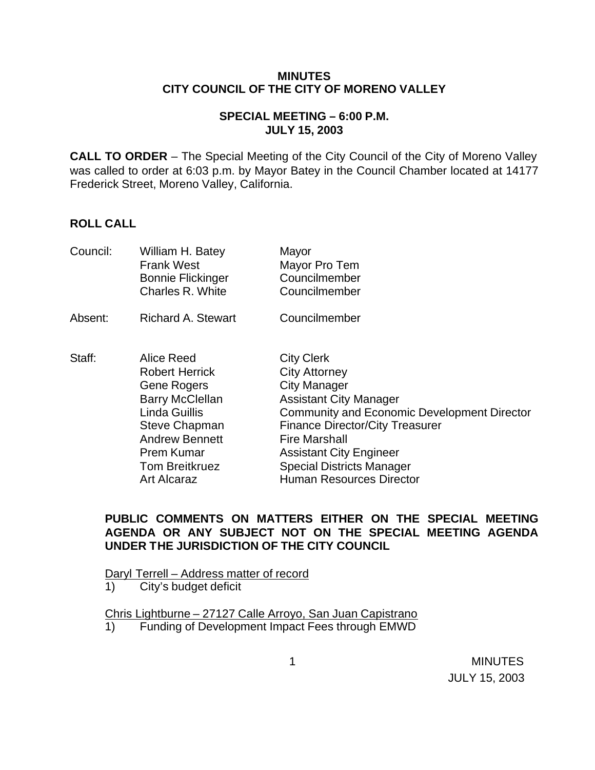# MINUTES
# CITY COUNCIL OF THE CITY OF MORENO VALLEY

## SPECIAL MEETING – 6:00 P.M.
## JULY 15, 2003

**CALL TO ORDER** – The Special Meeting of the City Council of the City of Moreno Valley was called to order at 6:03 p.m. by Mayor Batey in the Council Chamber located at 14177 Frederick Street, Moreno Valley, California.

**ROLL CALL**

| | | |
|---|---|---|
| Council: | William H. Batey | Mayor |
| | Frank West | Mayor Pro Tem |
| | Bonnie Flickinger | Councilmember |
| | Charles R. White | Councilmember |
| Absent: | Richard A. Stewart | Councilmember |
| Staff: | Alice Reed | City Clerk |
| | Robert Herrick | City Attorney |
| | Gene Rogers | City Manager |
| | Barry McClellan | Assistant City Manager |
| | Linda Guillis | Community and Economic Development Director |
| | Steve Chapman | Finance Director/City Treasurer |
| | Andrew Bennett | Fire Marshall |
| | Prem Kumar | Assistant City Engineer |
| | Tom Breitkruez | Special Districts Manager |
| | Art Alcaraz | Human Resources Director |

**PUBLIC COMMENTS ON MATTERS EITHER ON THE SPECIAL MEETING AGENDA OR ANY SUBJECT NOT ON THE SPECIAL MEETING AGENDA UNDER THE JURISDICTION OF THE CITY COUNCIL**

Daryl Terrell – Address matter of record

1) City's budget deficit

Chris Lightburne – 27127 Calle Arroyo, San Juan Capistrano

1) Funding of Development Impact Fees through EMWD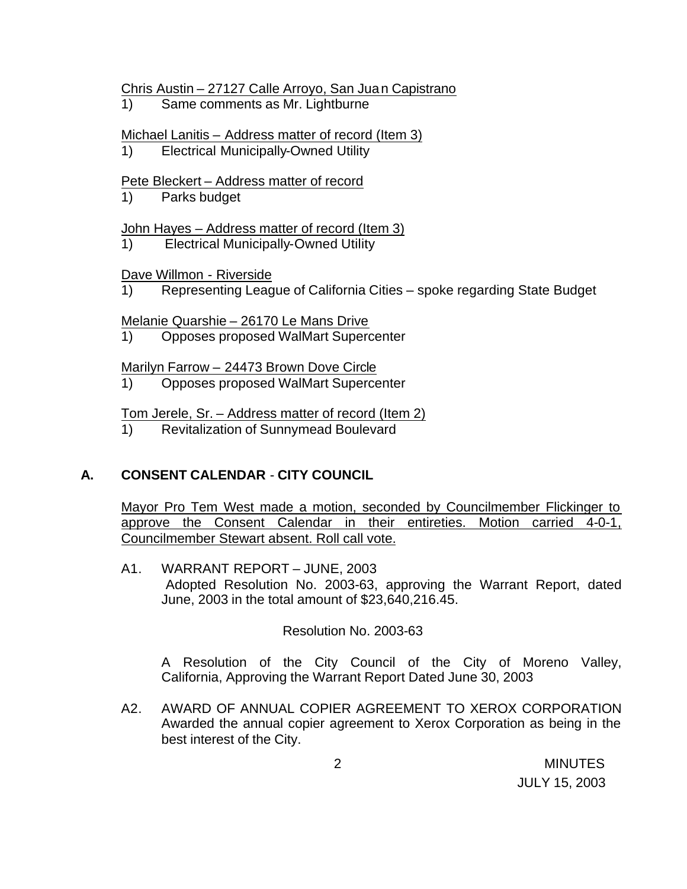Chris Austin – 27127 Calle Arroyo, San Juan Capistrano

1) Same comments as Mr. Lightburne

Michael Lanitis – Address matter of record (Item 3)

1) Electrical Municipally-Owned Utility

Pete Bleckert – Address matter of record

1) Parks budget

John Hayes – Address matter of record (Item 3)

1) Electrical Municipally-Owned Utility

Dave Willmon - Riverside

1) Representing League of California Cities – spoke regarding State Budget

Melanie Quarshie – 26170 Le Mans Drive

1) Opposes proposed WalMart Supercenter

Marilyn Farrow – 24473 Brown Dove Circle

1) Opposes proposed WalMart Supercenter

Tom Jerele, Sr. – Address matter of record (Item 2)

1) Revitalization of Sunnymead Boulevard

## A. CONSENT CALENDAR - CITY COUNCIL

Mayor Pro Tem West made a motion, seconded by Councilmember Flickinger to approve the Consent Calendar in their entireties. Motion carried 4-0-1, Councilmember Stewart absent. Roll call vote.

A1. WARRANT REPORT – JUNE, 2003
Adopted Resolution No. 2003-63, approving the Warrant Report, dated June, 2003 in the total amount of $23,640,216.45.

Resolution No. 2003-63

A Resolution of the City Council of the City of Moreno Valley, California, Approving the Warrant Report Dated June 30, 2003

A2. AWARD OF ANNUAL COPIER AGREEMENT TO XEROX CORPORATION
Awarded the annual copier agreement to Xerox Corporation as being in the best interest of the City.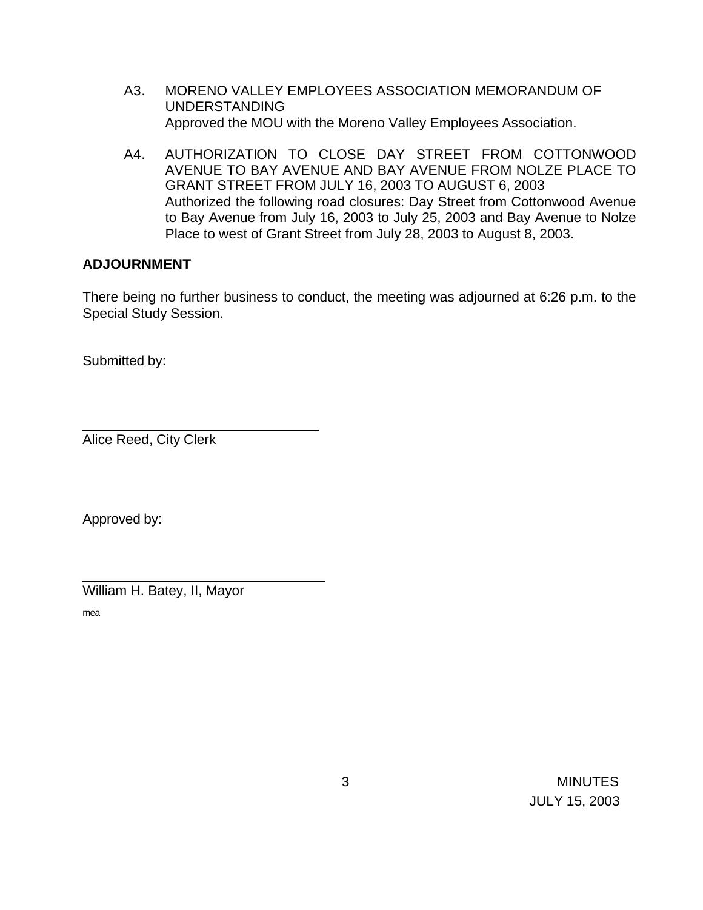A3. MORENO VALLEY EMPLOYEES ASSOCIATION MEMORANDUM OF UNDERSTANDING
Approved the MOU with the Moreno Valley Employees Association.

A4. AUTHORIZATION TO CLOSE DAY STREET FROM COTTONWOOD AVENUE TO BAY AVENUE AND BAY AVENUE FROM NOLZE PLACE TO GRANT STREET FROM JULY 16, 2003 TO AUGUST 6, 2003
Authorized the following road closures: Day Street from Cottonwood Avenue to Bay Avenue from July 16, 2003 to July 25, 2003 and Bay Avenue to Nolze Place to west of Grant Street from July 28, 2003 to August 8, 2003.

**ADJOURNMENT**

There being no further business to conduct, the meeting was adjourned at 6:26 p.m. to the Special Study Session.

Submitted by:

\_\_\_\_\_\_\_\_\_\_\_\_\_\_\_\_\_\_\_\_\_\_\_\_\_\_\_\_\_\_
Alice Reed, City Clerk

Approved by:

\_\_\_\_\_\_\_\_\_\_\_\_\_\_\_\_\_\_\_\_\_\_\_\_\_\_\_\_\_\_
William H. Batey, II, Mayor

mea

MINUTES
JULY 15, 2003